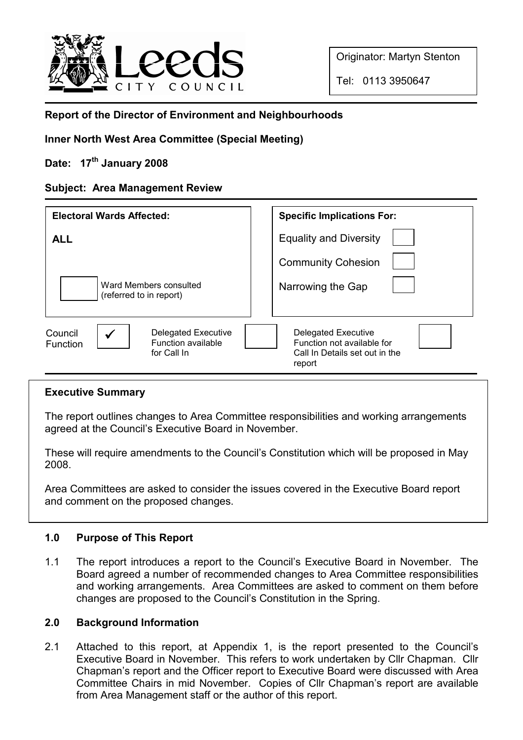Leeds CITY COUNCIL

Originator: Martyn Stenton

Tel: 0113 3950647

**Report of the Director of Environment and Neighbourhoods**

**Inner North West Area Committee (Special Meeting)**

**Date: 17th January 2008**

**Subject: Area Management Review**

| | |
|---|---|
| **Electoral Wards Affected:** | **Specific Implications For:** |
| **ALL** | Equality and Diversity ☐ |
| | Community Cohesion ☐ |
| ☐ Ward Members consulted (referred to in report) | Narrowing the Gap ☐ |

| | | | | | |
|---|---|---|---|---|---|
| Council Function | ✓ | Delegated Executive Function available for Call In | ☐ | Delegated Executive Function not available for Call In Details set out in the report | ☐ |

## Executive Summary

The report outlines changes to Area Committee responsibilities and working arrangements agreed at the Council's Executive Board in November.

These will require amendments to the Council's Constitution which will be proposed in May 2008.

Area Committees are asked to consider the issues covered in the Executive Board report and comment on the proposed changes.

## 1.0 Purpose of This Report

1.1 The report introduces a report to the Council's Executive Board in November. The Board agreed a number of recommended changes to Area Committee responsibilities and working arrangements. Area Committees are asked to comment on them before changes are proposed to the Council's Constitution in the Spring.

## 2.0 Background Information

2.1 Attached to this report, at Appendix 1, is the report presented to the Council's Executive Board in November. This refers to work undertaken by Cllr Chapman. Cllr Chapman's report and the Officer report to Executive Board were discussed with Area Committee Chairs in mid November. Copies of Cllr Chapman's report are available from Area Management staff or the author of this report.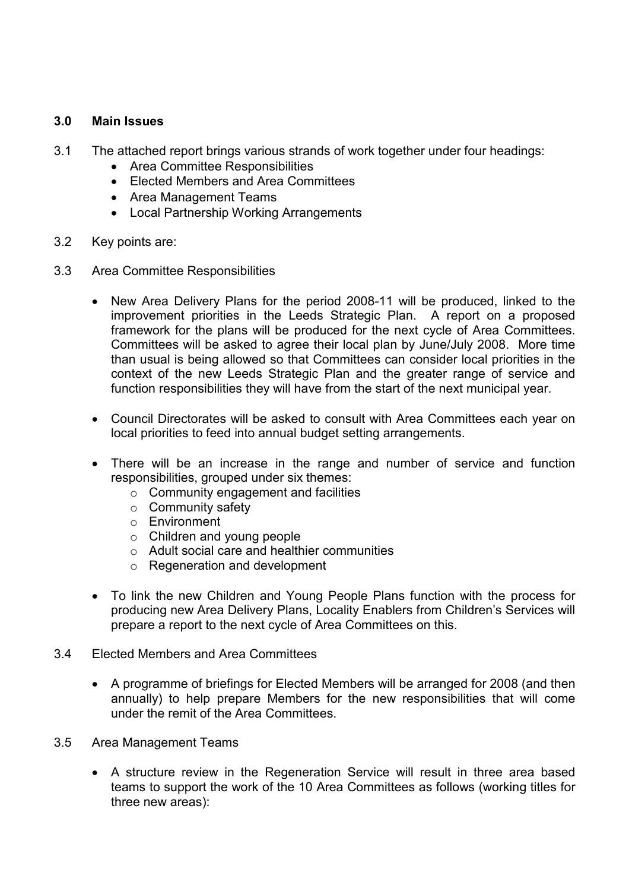## 3.0 Main Issues

3.1 The attached report brings various strands of work together under four headings:

- Area Committee Responsibilities
- Elected Members and Area Committees
- Area Management Teams
- Local Partnership Working Arrangements

3.2 Key points are:

3.3 Area Committee Responsibilities

- New Area Delivery Plans for the period 2008-11 will be produced, linked to the improvement priorities in the Leeds Strategic Plan. A report on a proposed framework for the plans will be produced for the next cycle of Area Committees. Committees will be asked to agree their local plan by June/July 2008. More time than usual is being allowed so that Committees can consider local priorities in the context of the new Leeds Strategic Plan and the greater range of service and function responsibilities they will have from the start of the next municipal year.

- Council Directorates will be asked to consult with Area Committees each year on local priorities to feed into annual budget setting arrangements.

- There will be an increase in the range and number of service and function responsibilities, grouped under six themes:
  - Community engagement and facilities
  - Community safety
  - Environment
  - Children and young people
  - Adult social care and healthier communities
  - Regeneration and development

- To link the new Children and Young People Plans function with the process for producing new Area Delivery Plans, Locality Enablers from Children's Services will prepare a report to the next cycle of Area Committees on this.

3.4 Elected Members and Area Committees

- A programme of briefings for Elected Members will be arranged for 2008 (and then annually) to help prepare Members for the new responsibilities that will come under the remit of the Area Committees.

3.5 Area Management Teams

- A structure review in the Regeneration Service will result in three area based teams to support the work of the 10 Area Committees as follows (working titles for three new areas):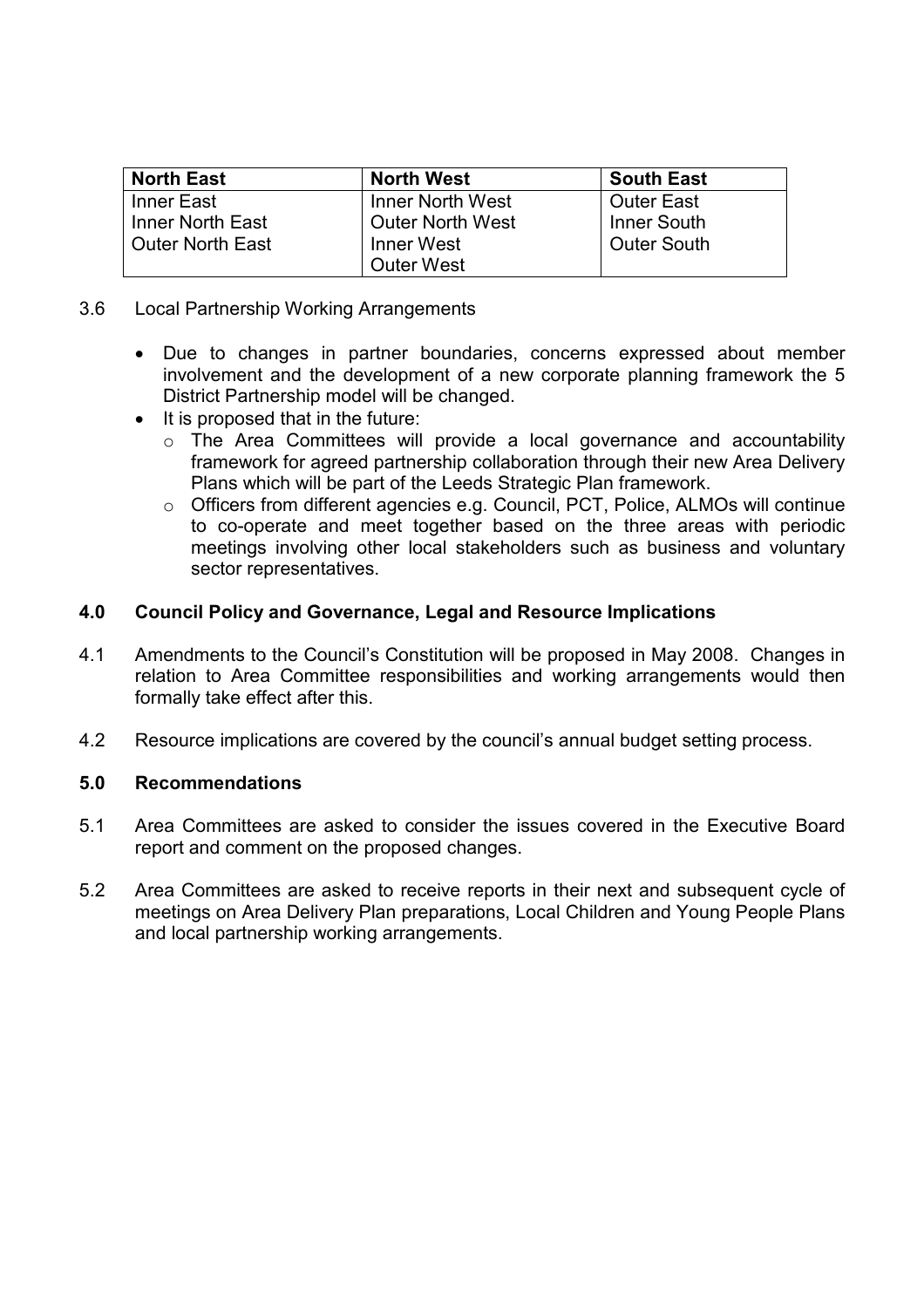| North East | North West | South East |
|---|---|---|
| Inner East | Inner North West | Outer East |
| Inner North East | Outer North West | Inner South |
| Outer North East | Inner West | Outer South |
| | Outer West | |

3.6 Local Partnership Working Arrangements

- Due to changes in partner boundaries, concerns expressed about member involvement and the development of a new corporate planning framework the 5 District Partnership model will be changed.
- It is proposed that in the future:
  - The Area Committees will provide a local governance and accountability framework for agreed partnership collaboration through their new Area Delivery Plans which will be part of the Leeds Strategic Plan framework.
  - Officers from different agencies e.g. Council, PCT, Police, ALMOs will continue to co-operate and meet together based on the three areas with periodic meetings involving other local stakeholders such as business and voluntary sector representatives.

## 4.0 Council Policy and Governance, Legal and Resource Implications

4.1 Amendments to the Council's Constitution will be proposed in May 2008. Changes in relation to Area Committee responsibilities and working arrangements would then formally take effect after this.

4.2 Resource implications are covered by the council's annual budget setting process.

## 5.0 Recommendations

5.1 Area Committees are asked to consider the issues covered in the Executive Board report and comment on the proposed changes.

5.2 Area Committees are asked to receive reports in their next and subsequent cycle of meetings on Area Delivery Plan preparations, Local Children and Young People Plans and local partnership working arrangements.